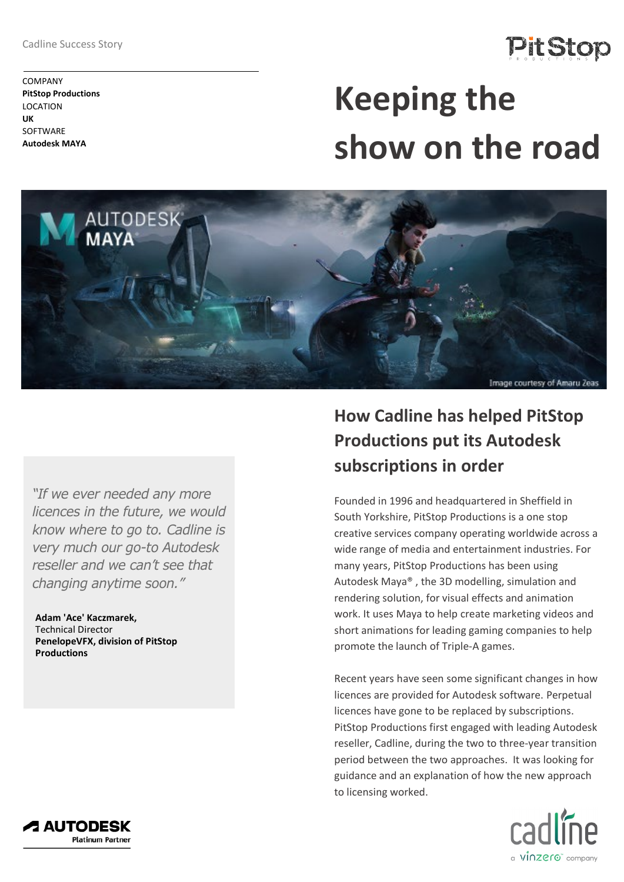Cadline Success Story

COMPANY
**PitStop Productions**
LOCATION
**UK**
SOFTWARE
**Autodesk MAYA**

# Keeping the show on the road

Image courtesy of Amaru Zeas

## How Cadline has helped PitStop Productions put its Autodesk subscriptions in order

*"If we ever needed any more licences in the future, we would know where to go to. Cadline is very much our go-to Autodesk reseller and we can't see that changing anytime soon."*

**Adam 'Ace' Kaczmarek,**
Technical Director
**PenelopeVFX, division of PitStop Productions**

Founded in 1996 and headquartered in Sheffield in South Yorkshire, PitStop Productions is a one stop creative services company operating worldwide across a wide range of media and entertainment industries. For many years, PitStop Productions has been using Autodesk Maya® , the 3D modelling, simulation and rendering solution, for visual effects and animation work. It uses Maya to help create marketing videos and short animations for leading gaming companies to help promote the launch of Triple-A games.

Recent years have seen some significant changes in how licences are provided for Autodesk software. Perpetual licences have gone to be replaced by subscriptions. PitStop Productions first engaged with leading Autodesk reseller, Cadline, during the two to three-year transition period between the two approaches. It was looking for guidance and an explanation of how the new approach to licensing worked.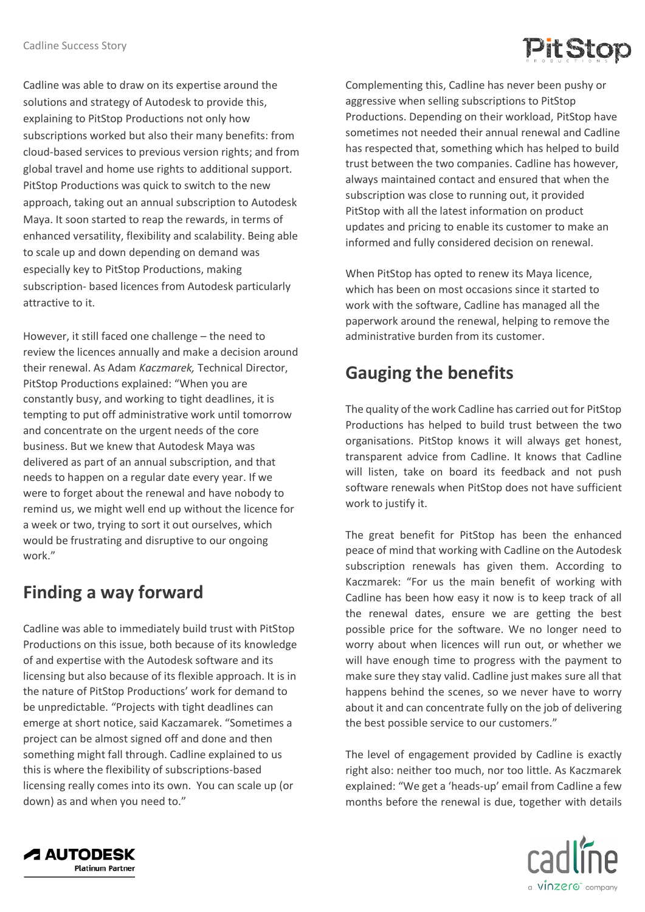Cadline was able to draw on its expertise around the solutions and strategy of Autodesk to provide this, explaining to PitStop Productions not only how subscriptions worked but also their many benefits: from cloud-based services to previous version rights; and from global travel and home use rights to additional support. PitStop Productions was quick to switch to the new approach, taking out an annual subscription to Autodesk Maya. It soon started to reap the rewards, in terms of enhanced versatility, flexibility and scalability. Being able to scale up and down depending on demand was especially key to PitStop Productions, making subscription- based licences from Autodesk particularly attractive to it.

However, it still faced one challenge – the need to review the licences annually and make a decision around their renewal. As Adam *Kaczmarek,* Technical Director, PitStop Productions explained: "When you are constantly busy, and working to tight deadlines, it is tempting to put off administrative work until tomorrow and concentrate on the urgent needs of the core business. But we knew that Autodesk Maya was delivered as part of an annual subscription, and that needs to happen on a regular date every year. If we were to forget about the renewal and have nobody to remind us, we might well end up without the licence for a week or two, trying to sort it out ourselves, which would be frustrating and disruptive to our ongoing work."

## Finding a way forward

Cadline was able to immediately build trust with PitStop Productions on this issue, both because of its knowledge of and expertise with the Autodesk software and its licensing but also because of its flexible approach. It is in the nature of PitStop Productions' work for demand to be unpredictable. "Projects with tight deadlines can emerge at short notice, said Kaczamarek. "Sometimes a project can be almost signed off and done and then something might fall through. Cadline explained to us this is where the flexibility of subscriptions-based licensing really comes into its own. You can scale up (or down) as and when you need to."

Complementing this, Cadline has never been pushy or aggressive when selling subscriptions to PitStop Productions. Depending on their workload, PitStop have sometimes not needed their annual renewal and Cadline has respected that, something which has helped to build trust between the two companies. Cadline has however, always maintained contact and ensured that when the subscription was close to running out, it provided PitStop with all the latest information on product updates and pricing to enable its customer to make an informed and fully considered decision on renewal.

When PitStop has opted to renew its Maya licence, which has been on most occasions since it started to work with the software, Cadline has managed all the paperwork around the renewal, helping to remove the administrative burden from its customer.

## Gauging the benefits

The quality of the work Cadline has carried out for PitStop Productions has helped to build trust between the two organisations. PitStop knows it will always get honest, transparent advice from Cadline. It knows that Cadline will listen, take on board its feedback and not push software renewals when PitStop does not have sufficient work to justify it.

The great benefit for PitStop has been the enhanced peace of mind that working with Cadline on the Autodesk subscription renewals has given them. According to Kaczmarek: "For us the main benefit of working with Cadline has been how easy it now is to keep track of all the renewal dates, ensure we are getting the best possible price for the software. We no longer need to worry about when licences will run out, or whether we will have enough time to progress with the payment to make sure they stay valid. Cadline just makes sure all that happens behind the scenes, so we never have to worry about it and can concentrate fully on the job of delivering the best possible service to our customers."

The level of engagement provided by Cadline is exactly right also: neither too much, nor too little. As Kaczmarek explained: "We get a 'heads-up' email from Cadline a few months before the renewal is due, together with details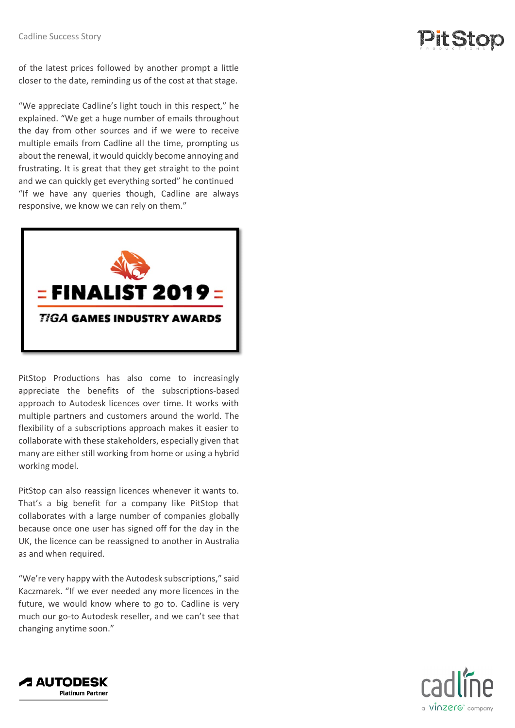of the latest prices followed by another prompt a little closer to the date, reminding us of the cost at that stage.

"We appreciate Cadline's light touch in this respect," he explained. "We get a huge number of emails throughout the day from other sources and if we were to receive multiple emails from Cadline all the time, prompting us about the renewal, it would quickly become annoying and frustrating. It is great that they get straight to the point and we can quickly get everything sorted" he continued "If we have any queries though, Cadline are always responsive, we know we can rely on them."

FINALIST 2019

TIGA GAMES INDUSTRY AWARDS

PitStop Productions has also come to increasingly appreciate the benefits of the subscriptions-based approach to Autodesk licences over time. It works with multiple partners and customers around the world. The flexibility of a subscriptions approach makes it easier to collaborate with these stakeholders, especially given that many are either still working from home or using a hybrid working model.

PitStop can also reassign licences whenever it wants to. That's a big benefit for a company like PitStop that collaborates with a large number of companies globally because once one user has signed off for the day in the UK, the licence can be reassigned to another in Australia as and when required.

"We're very happy with the Autodesk subscriptions," said Kaczmarek. "If we ever needed any more licences in the future, we would know where to go to. Cadline is very much our go-to Autodesk reseller, and we can't see that changing anytime soon."